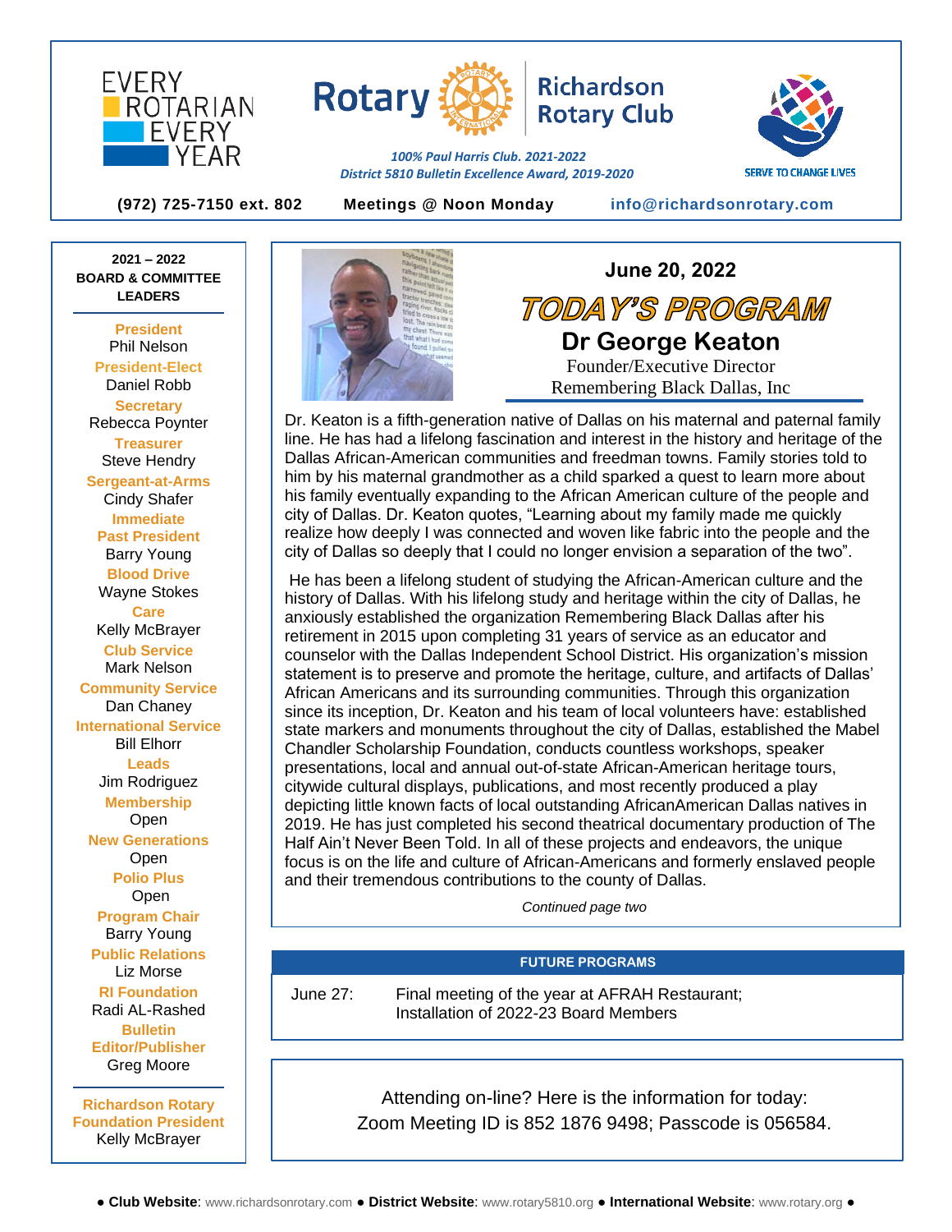EVERY ROTARIAN EVERY YEAR

# Rotary Richardson Rotary Club

*100% Paul Harris Club. 2021-2022*
*District 5810 Bulletin Excellence Award, 2019-2020*

SERVE TO CHANGE LIVES

**(972) 725-7150 ext. 802** **Meetings @ Noon Monday** **info@richardsonrotary.com**

**2021 – 2022 BOARD & COMMITTEE LEADERS**

**President**
Phil Nelson
**President-Elect**
Daniel Robb
**Secretary**
Rebecca Poynter
**Treasurer**
Steve Hendry
**Sergeant-at-Arms**
Cindy Shafer
**Immediate Past President**
Barry Young
**Blood Drive**
Wayne Stokes
**Care**
Kelly McBrayer
**Club Service**
Mark Nelson
**Community Service**
Dan Chaney
**International Service**
Bill Elhorr
**Leads**
Jim Rodriguez
**Membership**
Open
**New Generations**
Open
**Polio Plus**
Open
**Program Chair**
Barry Young
**Public Relations**
Liz Morse
**RI Foundation**
Radi AL-Rashed
**Bulletin Editor/Publisher**
Greg Moore

**Richardson Rotary Foundation President**
Kelly McBrayer

**June 20, 2022**

## TODAY'S PROGRAM

### Dr George Keaton

Founder/Executive Director
Remembering Black Dallas, Inc

Dr. Keaton is a fifth-generation native of Dallas on his maternal and paternal family line. He has had a lifelong fascination and interest in the history and heritage of the Dallas African-American communities and freedman towns. Family stories told to him by his maternal grandmother as a child sparked a quest to learn more about his family eventually expanding to the African American culture of the people and city of Dallas. Dr. Keaton quotes, "Learning about my family made me quickly realize how deeply I was connected and woven like fabric into the people and the city of Dallas so deeply that I could no longer envision a separation of the two".

He has been a lifelong student of studying the African-American culture and the history of Dallas. With his lifelong study and heritage within the city of Dallas, he anxiously established the organization Remembering Black Dallas after his retirement in 2015 upon completing 31 years of service as an educator and counselor with the Dallas Independent School District. His organization's mission statement is to preserve and promote the heritage, culture, and artifacts of Dallas' African Americans and its surrounding communities. Through this organization since its inception, Dr. Keaton and his team of local volunteers have: established state markers and monuments throughout the city of Dallas, established the Mabel Chandler Scholarship Foundation, conducts countless workshops, speaker presentations, local and annual out-of-state African-American heritage tours, citywide cultural displays, publications, and most recently produced a play depicting little known facts of local outstanding AfricanAmerican Dallas natives in 2019. He has just completed his second theatrical documentary production of The Half Ain't Never Been Told. In all of these projects and endeavors, the unique focus is on the life and culture of African-Americans and formerly enslaved people and their tremendous contributions to the county of Dallas.

*Continued page two*

**FUTURE PROGRAMS**

| | |
|---|---|
| June 27: | Final meeting of the year at AFRAH Restaurant; Installation of 2022-23 Board Members |

Attending on-line? Here is the information for today:
Zoom Meeting ID is 852 1876 9498; Passcode is 056584.

● **Club Website**: www.richardsonrotary.com ● **District Website**: www.rotary5810.org ● **International Website**: www.rotary.org ●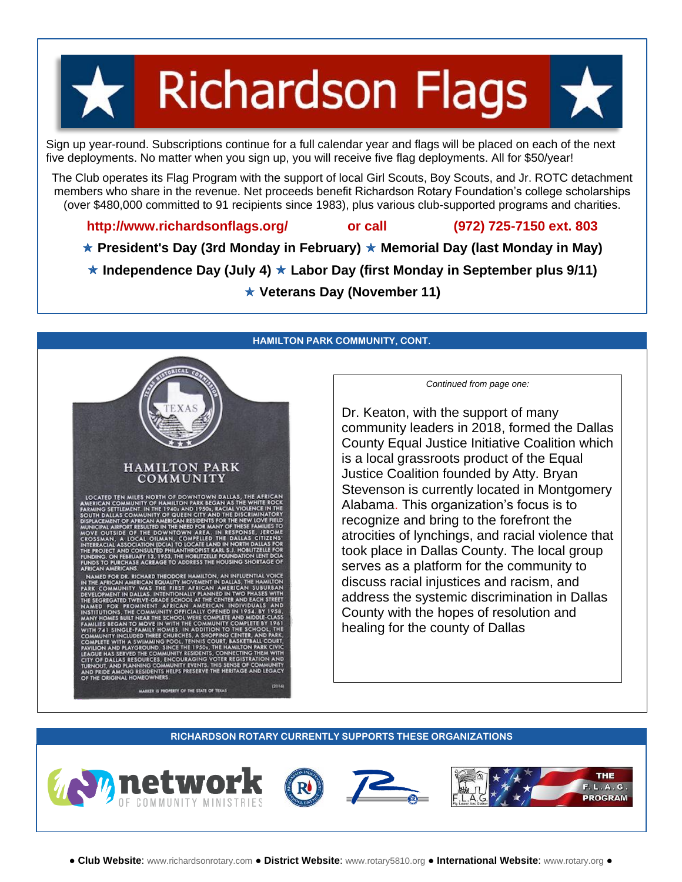# Richardson Flags

Sign up year-round. Subscriptions continue for a full calendar year and flags will be placed on each of the next five deployments. No matter when you sign up, you will receive five flag deployments. All for $50/year!

The Club operates its Flag Program with the support of local Girl Scouts, Boy Scouts, and Jr. ROTC detachment members who share in the revenue. Net proceeds benefit Richardson Rotary Foundation's college scholarships (over $480,000 committed to 91 recipients since 1983), plus various club-supported programs and charities.

**http://www.richardsonflags.org/ or call (972) 725-7150 ext. 803**

**★ President's Day (3rd Monday in February) ★ Memorial Day (last Monday in May)**

**★ Independence Day (July 4) ★ Labor Day (first Monday in September plus 9/11)**

**★ Veterans Day (November 11)**

## HAMILTON PARK COMMUNITY, CONT.

HAMILTON PARK COMMUNITY

LOCATED TEN MILES NORTH OF DOWNTOWN DALLAS, THE AFRICAN AMERICAN COMMUNITY OF HAMILTON PARK BEGAN AS THE WHITE ROCK FARMING SETTLEMENT. IN THE 1940s AND 1950s, RACIAL VIOLENCE IN THE SOUTH DALLAS COMMUNITY OF QUEEN CITY AND THE DISCRIMINATORY DISPLACEMENT OF AFRICAN AMERICAN RESIDENTS FOR THE NEW LOVE FIELD MUNICIPAL AIRPORT RESULTED IN THE NEED FOR MANY OF THESE FAMILIES TO MOVE OUTSIDE OF THE DOWNTOWN AREA. IN RESPONSE, JEROME CROSSMAN, A LOCAL OILMAN, COMPELLED THE DALLAS CITIZENS' INTERRACIAL ASSOCIATION (DCIA) TO LOCATE LAND IN NORTH DALLAS FOR THE PROJECT AND CONSULTED PHILANTHROPIST KARL S.J. HOBLITZELLE FOR FUNDING. ON FEBRUARY 13, 1953, THE HOBLITZELLE FOUNDATION LENT DCIA FUNDS TO PURCHASE ACREAGE TO ADDRESS THE HOUSING SHORTAGE OF AFRICAN AMERICANS.

NAMED FOR DR. RICHARD THEODORE HAMILTON, AN INFLUENTIAL VOICE IN THE AFRICAN AMERICAN EQUALITY MOVEMENT IN DALLAS, THE HAMILTON PARK COMMUNITY WAS THE FIRST AFRICAN AMERICAN SUBURBAN DEVELOPMENT IN DALLAS. INTENTIONALLY PLANNED IN TWO PHASES WITH THE SEGREGATED TWELVE-GRADE SCHOOL AT THE CENTER AND EACH STREET NAMED FOR PROMINENT AFRICAN AMERICAN INDIVIDUALS AND INSTITUTIONS, THE COMMUNITY OFFICIALLY OPENED IN 1954. BY 1958, MANY HOMES BUILT NEAR THE SCHOOL WERE COMPLETE AND MIDDLE-CLASS FAMILIES BEGAN TO MOVE IN WITH THE COMMUNITY COMPLETE BY 1961 WITH 741 SINGLE-FAMILY HOMES. IN ADDITION TO THE SCHOOL, THE COMMUNITY INCLUDED THREE CHURCHES, A SHOPPING CENTER, AND PARK, COMPLETE WITH A SWIMMING POOL, TENNIS COURT, BASKETBALL COURT, PAVILION AND PLAYGROUND. SINCE THE 1950s, THE HAMILTON PARK CIVIC LEAGUE HAS SERVED THE COMMUNITY RESIDENTS, CONNECTING THEM WITH CITY OF DALLAS RESOURCES, ENCOURAGING VOTER REGISTRATION AND TURNOUT, AND PLANNING COMMUNITY EVENTS. THIS SENSE OF COMMUNITY AND PRIDE AMONG RESIDENTS HELPS PRESERVE THE HERITAGE AND LEGACY OF THE ORIGINAL HOMEOWNERS.

(2016)

MARKER IS PROPERTY OF THE STATE OF TEXAS

*Continued from page one:*

Dr. Keaton, with the support of many community leaders in 2018, formed the Dallas County Equal Justice Initiative Coalition which is a local grassroots product of the Equal Justice Coalition founded by Atty. Bryan Stevenson is currently located in Montgomery Alabama. This organization's focus is to recognize and bring to the forefront the atrocities of lynchings, and racial violence that took place in Dallas County. The local group serves as a platform for the community to discuss racial injustices and racism, and address the systemic discrimination in Dallas County with the hopes of resolution and healing for the county of Dallas

## RICHARDSON ROTARY CURRENTLY SUPPORTS THESE ORGANIZATIONS

network OF COMMUNITY MINISTRIES

THE F.L.A.G. PROGRAM

● **Club Website**: www.richardsonrotary.com ● **District Website**: www.rotary5810.org ● **International Website**: www.rotary.org ●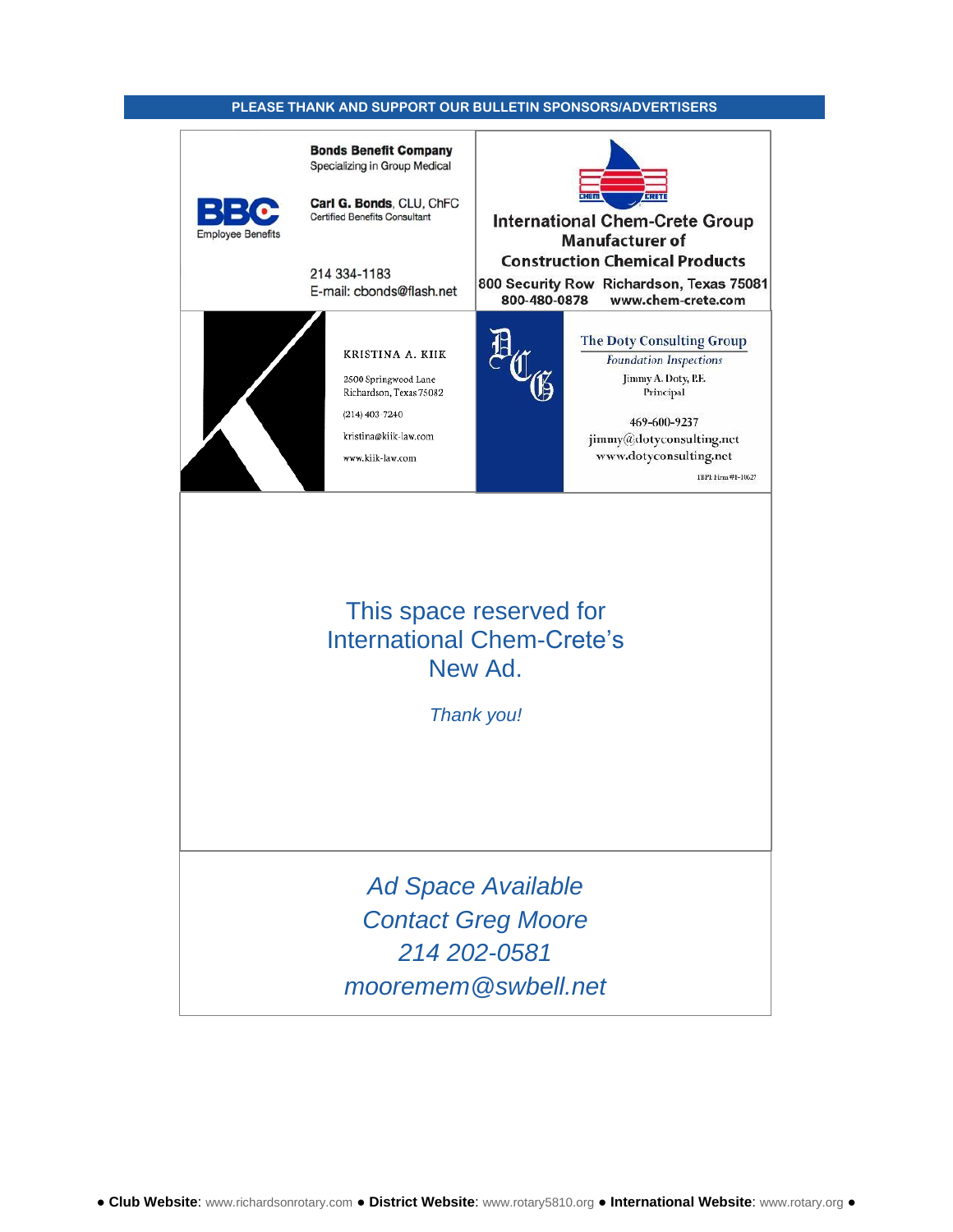## PLEASE THANK AND SUPPORT OUR BULLETIN SPONSORS/ADVERTISERS

BBC Employee Benefits

**Bonds Benefit Company**
Specializing in Group Medical

**Carl G. Bonds**, CLU, ChFC
Certified Benefits Consultant

214 334-1183
E-mail: cbonds@flash.net

CHEM CRETE

**International Chem-Crete Group**
**Manufacturer of**
**Construction Chemical Products**
**800 Security Row Richardson, Texas 75081**
**800-480-0878 www.chem-crete.com**

KRISTINA A. KIIK

2500 Springwood Lane
Richardson, Texas 75082

(214) 403-7240

kristina@kiik-law.com

www.kiik-law.com

DCG

The Doty Consulting Group
*Foundation Inspections*
Jimmy A. Doty, P.E.
Principal

469-600-9237
jimmy@dotyconsulting.net
www.dotyconsulting.net

TBPE Firm #F-10627

This space reserved for
International Chem-Crete's
New Ad.

*Thank you!*

*Ad Space Available*
*Contact Greg Moore*
*214 202-0581*
*mooremem@swbell.net*

● **Club Website**: www.richardsonrotary.com ● **District Website**: www.rotary5810.org ● **International Website**: www.rotary.org ●